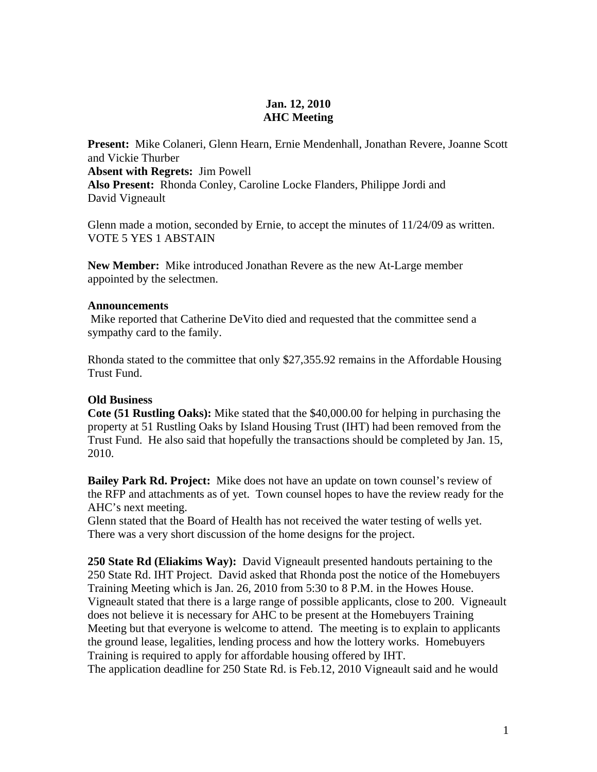# Jan. 12, 2010
## AHC Meeting

**Present:** Mike Colaneri, Glenn Hearn, Ernie Mendenhall, Jonathan Revere, Joanne Scott and Vickie Thurber
**Absent with Regrets:** Jim Powell
**Also Present:** Rhonda Conley, Caroline Locke Flanders, Philippe Jordi and David Vigneault

Glenn made a motion, seconded by Ernie, to accept the minutes of 11/24/09 as written.
VOTE 5 YES 1 ABSTAIN

**New Member:** Mike introduced Jonathan Revere as the new At-Large member appointed by the selectmen.

**Announcements**
Mike reported that Catherine DeVito died and requested that the committee send a sympathy card to the family.

Rhonda stated to the committee that only $27,355.92 remains in the Affordable Housing Trust Fund.

**Old Business**
**Cote (51 Rustling Oaks):** Mike stated that the $40,000.00 for helping in purchasing the property at 51 Rustling Oaks by Island Housing Trust (IHT) had been removed from the Trust Fund. He also said that hopefully the transactions should be completed by Jan. 15, 2010.

**Bailey Park Rd. Project:** Mike does not have an update on town counsel's review of the RFP and attachments as of yet. Town counsel hopes to have the review ready for the AHC's next meeting.
Glenn stated that the Board of Health has not received the water testing of wells yet.
There was a very short discussion of the home designs for the project.

**250 State Rd (Eliakims Way):** David Vigneault presented handouts pertaining to the 250 State Rd. IHT Project. David asked that Rhonda post the notice of the Homebuyers Training Meeting which is Jan. 26, 2010 from 5:30 to 8 P.M. in the Howes House. Vigneault stated that there is a large range of possible applicants, close to 200. Vigneault does not believe it is necessary for AHC to be present at the Homebuyers Training Meeting but that everyone is welcome to attend. The meeting is to explain to applicants the ground lease, legalities, lending process and how the lottery works. Homebuyers Training is required to apply for affordable housing offered by IHT.
The application deadline for 250 State Rd. is Feb.12, 2010 Vigneault said and he would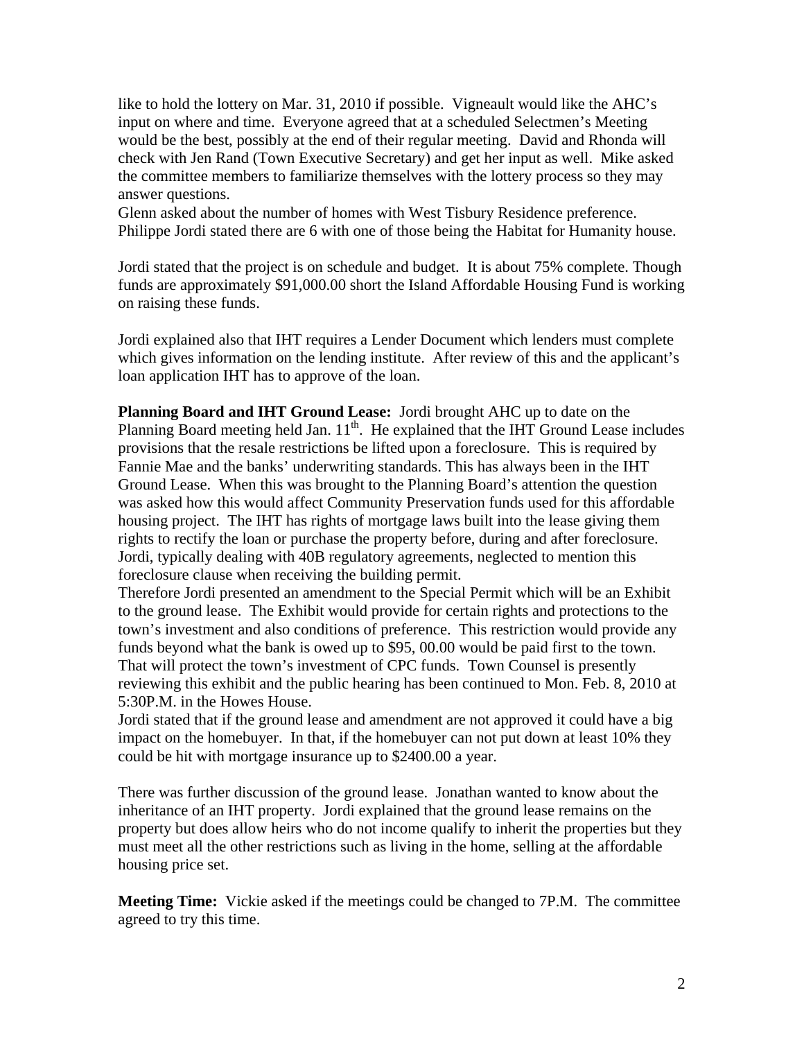like to hold the lottery on Mar. 31, 2010 if possible. Vigneault would like the AHC's input on where and time. Everyone agreed that at a scheduled Selectmen's Meeting would be the best, possibly at the end of their regular meeting. David and Rhonda will check with Jen Rand (Town Executive Secretary) and get her input as well. Mike asked the committee members to familiarize themselves with the lottery process so they may answer questions.

Glenn asked about the number of homes with West Tisbury Residence preference. Philippe Jordi stated there are 6 with one of those being the Habitat for Humanity house.

Jordi stated that the project is on schedule and budget. It is about 75% complete. Though funds are approximately $91,000.00 short the Island Affordable Housing Fund is working on raising these funds.

Jordi explained also that IHT requires a Lender Document which lenders must complete which gives information on the lending institute. After review of this and the applicant's loan application IHT has to approve of the loan.

**Planning Board and IHT Ground Lease:** Jordi brought AHC up to date on the Planning Board meeting held Jan. 11th. He explained that the IHT Ground Lease includes provisions that the resale restrictions be lifted upon a foreclosure. This is required by Fannie Mae and the banks' underwriting standards. This has always been in the IHT Ground Lease. When this was brought to the Planning Board's attention the question was asked how this would affect Community Preservation funds used for this affordable housing project. The IHT has rights of mortgage laws built into the lease giving them rights to rectify the loan or purchase the property before, during and after foreclosure. Jordi, typically dealing with 40B regulatory agreements, neglected to mention this foreclosure clause when receiving the building permit.

Therefore Jordi presented an amendment to the Special Permit which will be an Exhibit to the ground lease. The Exhibit would provide for certain rights and protections to the town's investment and also conditions of preference. This restriction would provide any funds beyond what the bank is owed up to $95, 00.00 would be paid first to the town. That will protect the town's investment of CPC funds. Town Counsel is presently reviewing this exhibit and the public hearing has been continued to Mon. Feb. 8, 2010 at 5:30P.M. in the Howes House.

Jordi stated that if the ground lease and amendment are not approved it could have a big impact on the homebuyer. In that, if the homebuyer can not put down at least 10% they could be hit with mortgage insurance up to $2400.00 a year.

There was further discussion of the ground lease. Jonathan wanted to know about the inheritance of an IHT property. Jordi explained that the ground lease remains on the property but does allow heirs who do not income qualify to inherit the properties but they must meet all the other restrictions such as living in the home, selling at the affordable housing price set.

**Meeting Time:** Vickie asked if the meetings could be changed to 7P.M. The committee agreed to try this time.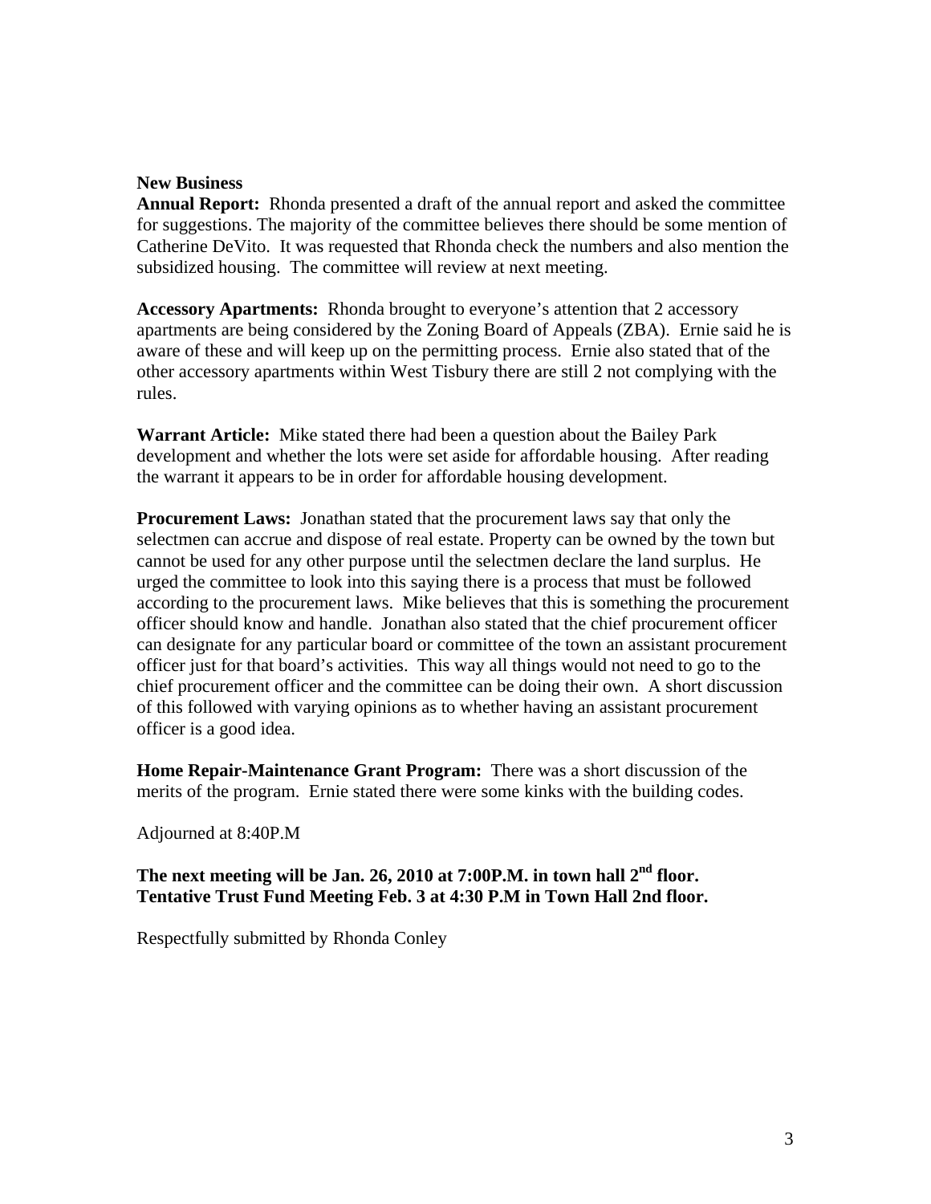**New Business**

**Annual Report:** Rhonda presented a draft of the annual report and asked the committee for suggestions. The majority of the committee believes there should be some mention of Catherine DeVito. It was requested that Rhonda check the numbers and also mention the subsidized housing. The committee will review at next meeting.

**Accessory Apartments:** Rhonda brought to everyone's attention that 2 accessory apartments are being considered by the Zoning Board of Appeals (ZBA). Ernie said he is aware of these and will keep up on the permitting process. Ernie also stated that of the other accessory apartments within West Tisbury there are still 2 not complying with the rules.

**Warrant Article:** Mike stated there had been a question about the Bailey Park development and whether the lots were set aside for affordable housing. After reading the warrant it appears to be in order for affordable housing development.

**Procurement Laws:** Jonathan stated that the procurement laws say that only the selectmen can accrue and dispose of real estate. Property can be owned by the town but cannot be used for any other purpose until the selectmen declare the land surplus. He urged the committee to look into this saying there is a process that must be followed according to the procurement laws. Mike believes that this is something the procurement officer should know and handle. Jonathan also stated that the chief procurement officer can designate for any particular board or committee of the town an assistant procurement officer just for that board's activities. This way all things would not need to go to the chief procurement officer and the committee can be doing their own. A short discussion of this followed with varying opinions as to whether having an assistant procurement officer is a good idea.

**Home Repair-Maintenance Grant Program:** There was a short discussion of the merits of the program. Ernie stated there were some kinks with the building codes.

Adjourned at 8:40P.M

**The next meeting will be Jan. 26, 2010 at 7:00P.M. in town hall 2nd floor.**
**Tentative Trust Fund Meeting Feb. 3 at 4:30 P.M in Town Hall 2nd floor.**

Respectfully submitted by Rhonda Conley